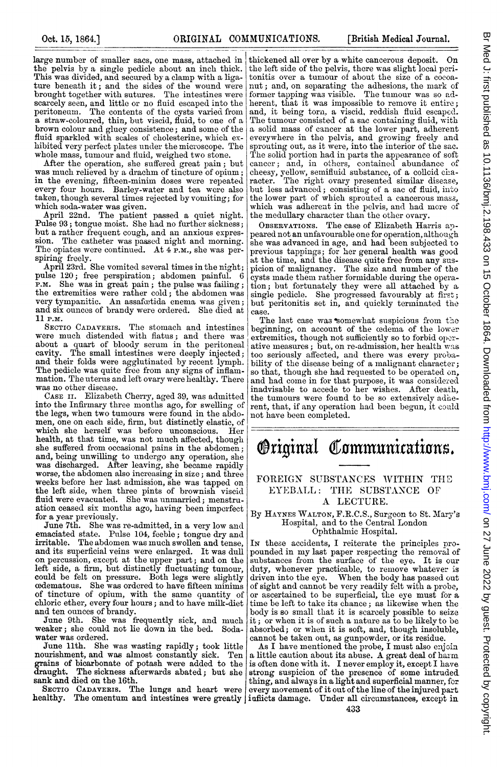large number of smaller sacs, one mass, attached in the pelvis by a single pedicle about an inch thick. This was divided, and secured by a clamp with a ligature beneath it; and the sides of the wound were brought together with sutures. The intestines were scarcely seen, and little or no fluid escaped into the peritoneum. The contents of the cysts varied from a straw-coloured, thin, but viscid, fluid, to one of a brown colour and gluey consistence; and some of the fluid sparkled with scales of cholesterine, which exhibited very perfect plates under the microscope. The whole mass, tumour and fluid, weighed two stone.

After the operation, she suffered great pain; but was much relieved by a drachm of tincture of opium; in the evening, fifteen-minim doses were repeated every four hours. Barley-water and tea were also taken, though several times rejected by vomiting; for which soda-water was given.

April 22nd. The patient passed a quiet night. Pulse 93; tongue moist. She had no further sickness; but a rather frequent cough, and an anxious expression. The catheter was passed night and morning. The opiates were continued. At 4 P.M., she was perspiring freely.

April 23rd. She vomited several times in the night; pulse 120; free perspiration; abdomen painful. 6 P.M. She was in great pain; the pulse was failing; the extremities were rather cold; the abdomen was very tympanitic. An assafœtida enema was given; and six ounces of brandy were ordered. She died at 11 P.M.

SECTIO CADAVERIS. The stomach and intestines were much distended with flatus; and there was about a quart of bloody serum in the peritoneal cavity. The small intestines were deeply injected; and their folds were agglutinated by recent lymph. The pedicle was quite free from any signs of inflammation. The uterus and left ovary were healthy. There was no other disease.

CASE II. Elizabeth Cherry, aged 39, was admitted into the Infirmary three months ago, for swelling of the legs, when two tumours were found in the abdomen, one on each side, firm, but distinctly elastic, of which she herself was before unconscious. Her health, at that time, was not much affected, though she suffered from occasional pains in the abdomen; and, being unwilling to undergo any operation, she was discharged. After leaving, she became rapidly worse, the abdomen also increasing in size; and three weeks before her last admission, she was tapped on the left side, when three pints of brownish viscid fluid were evacuated. She was unmarried; menstruation ceased six months ago, having been imperfect for a year previously.

June 7th. She was re-admitted, in a very low and emaciated state. Pulse 104, feeble; tongue dry and irritable. The abdomen was much swollen and tense, and its superficial veins were enlarged. It was dull on percussion, except at the upper part; and on the left side, a firm, but distinctly fluctuating tumour, could be felt on pressure. Both legs were slightly œdematous. She was ordered to have fifteen minims of tincture of opium, with the same quantity of chloric ether, every four hours; and to have milk-diet and ten ounces of brandy.

June 9th. She was frequently sick, and much weaker; she could not lie down in the bed. Soda-water was ordered.

June 11th. She was wasting rapidly; took little nourishment, and was almost constantly sick. Ten grains of bicarbonate of potash were added to the draught. The sickness afterwards abated; but she sank and died on the 16th.

SECTIO CADAVERIS. The lungs and heart were healthy. The omentum and intestines were greatly thickened all over by a white cancerous deposit. On the left side of the pelvis, there was slight local peritonitis over a tumour of about the size of a cocoa-nut; and, on separating the adhesions, the mark of former tapping was visible. The tumour was so adherent, that it was impossible to remove it entire; and, it being torn, a viscid, reddish fluid escaped. The tumour consisted of a sac containing fluid, with a solid mass of cancer at the lower part, adherent everywhere in the pelvis, and growing freely and sprouting out, as it were, into the interior of the sac. The solid portion had in parts the appearance of soft cancer; and, in others, contained abundance of cheesy, yellow, semifluid substance, of a colloid character. The right ovary presented similar disease, but less advanced; consisting of a sac of fluid, into the lower part of which sprouted a cancerous mass, which was adherent in the pelvis, and had more of the medullary character than the other ovary.

OBSERVATIONS. The case of Elizabeth Harris appeared not an unfavourable one for operation, although she was advanced in age, and had been subjected to previous tappings; for her general health was good at the time, and the disease quite free from any suspicion of malignancy. The size and number of the cysts made them rather formidable during the operation; but fortunately they were all attached by a single pedicle. She progressed favourably at first; but peritonitis set in, and quickly terminated the case.

The last case was somewhat suspicious from the beginning, on account of the œdema of the lower extremities, though not sufficiently so to forbid operative measures; but, on re-admission, her health was too seriously affected, and there was every probability of the disease being of a malignant character; so that, though she had requested to be operated on, and had come in for that purpose, it was considered inadvisable to accede to her wishes. After death, the tumours were found to be so extensively adherent, that, if any operation had been begun, it could not have been completed.

# Original Communications.

## FOREIGN SUBSTANCES WITHIN THE EYEBALL: THE SUBSTANCE OF A LECTURE.

By HAYNES WALTON, F.R.C.S., Surgeon to St. Mary's Hospital, and to the Central London Ophthalmic Hospital.

IN these accidents, I reiterate the principles propounded in my last paper respecting the removal of substances from the surface of the eye. It is our duty, whenever practicable, to remove whatever is driven into the eye. When the body has passed out of sight and cannot be very readily felt with a probe, or ascertained to be superficial, the eye must for a time be left to take its chance; as likewise when the body is so small that it is scarcely possible to seize it; or when it is of such a nature as to be likely to be absorbed; or when it is soft, and, though insoluble, cannot be taken out, as gunpowder, or its residue.

As I have mentioned the probe, I must also enjoin a little caution about its abuse. A great deal of harm is often done with it. I never employ it, except I have strong suspicion of the presence of some intruded thing, and always in a light and superficial manner, for every movement of it out of the line of the injured part inflicts damage. Under all circumstances, except in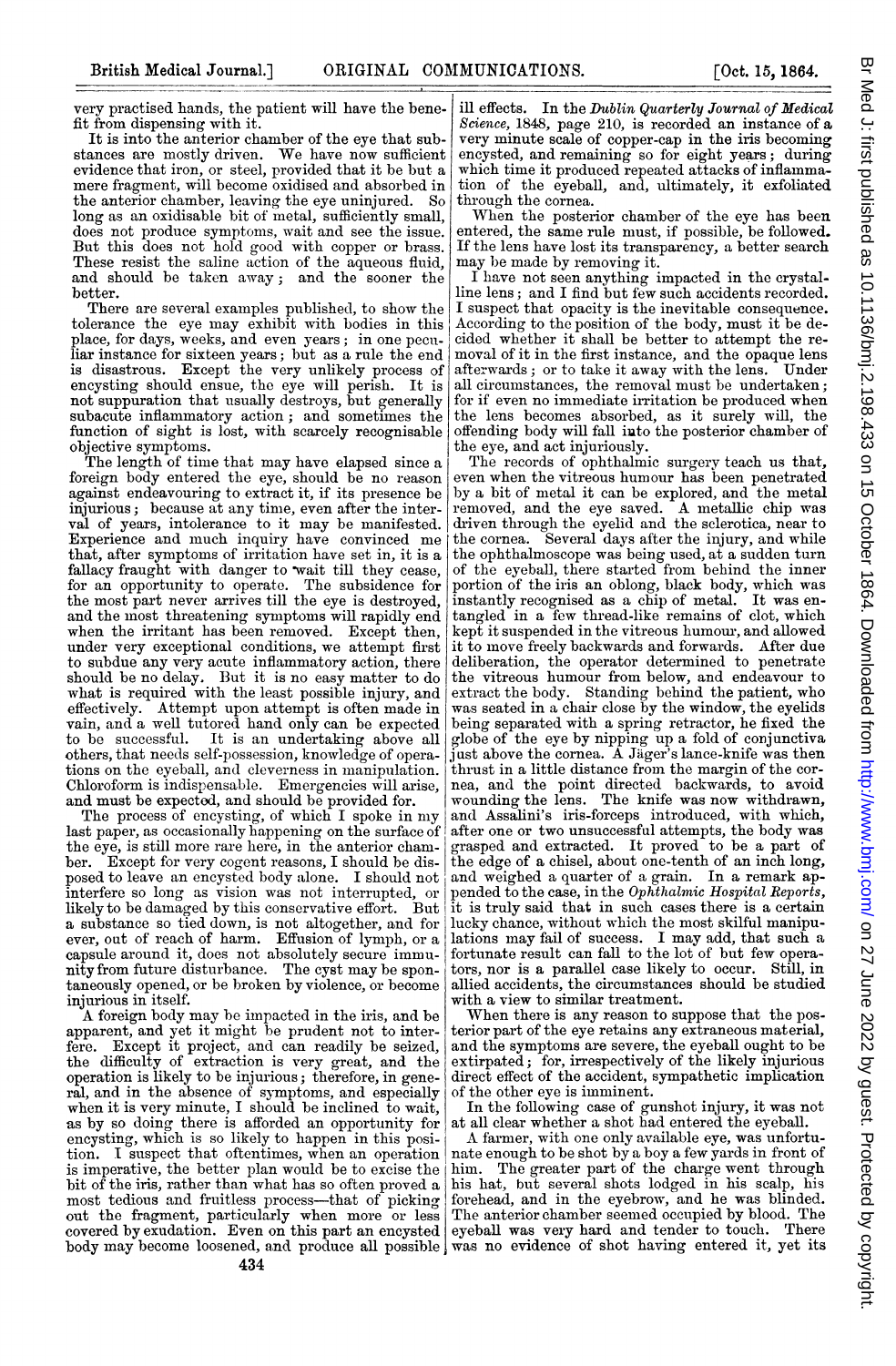very practised hands, the patient will have the benefit from dispensing with it.

It is into the anterior chamber of the eye that substances are mostly driven. We have now sufficient evidence that iron, or steel, provided that it be but a mere fragment, will become oxidised and absorbed in the anterior chamber, leaving the eye uninjured. So long as an oxidisable bit of metal, sufficiently small, does not produce symptoms, wait and see the issue. But this does not hold good with copper or brass. These resist the saline action of the aqueous fluid, and should be taken away; and the sooner the better.

There are several examples published, to show the tolerance the eye may exhibit with bodies in this place, for days, weeks, and even years; in one peculiar instance for sixteen years; but as a rule the end is disastrous. Except the very unlikely process of encysting should ensue, the eye will perish. It is not suppuration that usually destroys, but generally subacute inflammatory action; and sometimes the function of sight is lost, with scarcely recognisable objective symptoms.

The length of time that may have elapsed since a foreign body entered the eye, should be no reason against endeavouring to extract it, if its presence be injurious; because at any time, even after the interval of years, intolerance to it may be manifested. Experience and much inquiry have convinced me that, after symptoms of irritation have set in, it is a fallacy fraught with danger to wait till they cease, for an opportunity to operate. The subsidence for the most part never arrives till the eye is destroyed, and the most threatening symptoms will rapidly end when the irritant has been removed. Except then, under very exceptional conditions, we attempt first to subdue any very acute inflammatory action, there should be no delay. But it is no easy matter to do what is required with the least possible injury, and effectively. Attempt upon attempt is often made in vain, and a well tutored hand only can be expected to be successful. It is an undertaking above all others, that needs self-possession, knowledge of operations on the eyeball, and cleverness in manipulation. Chloroform is indispensable. Emergencies will arise, and must be expected, and should be provided for.

The process of encysting, of which I spoke in my last paper, as occasionally happening on the surface of the eye, is still more rare here, in the anterior chamber. Except for very cogent reasons, I should be disposed to leave an encysted body alone. I should not interfere so long as vision was not interrupted, or likely to be damaged by this conservative effort. But a substance so tied down, is not altogether, and for ever, out of reach of harm. Effusion of lymph, or a capsule around it, does not absolutely secure immunity from future disturbance. The cyst may be spontaneously opened, or be broken by violence, or become injurious in itself.

A foreign body may be impacted in the iris, and be apparent, and yet it might be prudent not to interfere. Except it project, and can readily be seized, the difficulty of extraction is very great, and the operation is likely to be injurious; therefore, in general, and in the absence of symptoms, and especially when it is very minute, I should be inclined to wait, as by so doing there is afforded an opportunity for encysting, which is so likely to happen in this position. I suspect that oftentimes, when an operation is imperative, the better plan would be to excise the bit of the iris, rather than what has so often proved a most tedious and fruitless process—that of picking out the fragment, particularly when more or less covered by exudation. Even on this part an encysted body may become loosened, and produce all possible ill effects. In the *Dublin Quarterly Journal of Medical Science*, 1848, page 210, is recorded an instance of a very minute scale of copper-cap in the iris becoming encysted, and remaining so for eight years; during which time it produced repeated attacks of inflammation of the eyeball, and, ultimately, it exfoliated through the cornea.

When the posterior chamber of the eye has been entered, the same rule must, if possible, be followed. If the lens have lost its transparency, a better search may be made by removing it.

I have not seen anything impacted in the crystalline lens; and I find but few such accidents recorded. I suspect that opacity is the inevitable consequence. According to the position of the body, must it be decided whether it shall be better to attempt the removal of it in the first instance, and the opaque lens afterwards; or to take it away with the lens. Under all circumstances, the removal must be undertaken; for if even no immediate irritation be produced when the lens becomes absorbed, as it surely will, the offending body will fall into the posterior chamber of the eye, and act injuriously.

The records of ophthalmic surgery teach us that, even when the vitreous humour has been penetrated by a bit of metal it can be explored, and the metal removed, and the eye saved. A metallic chip was driven through the eyelid and the sclerotica, near to the cornea. Several days after the injury, and while the ophthalmoscope was being used, at a sudden turn of the eyeball, there started from behind the inner portion of the iris an oblong, black body, which was instantly recognised as a chip of metal. It was entangled in a few thread-like remains of clot, which kept it suspended in the vitreous humour, and allowed it to move freely backwards and forwards. After due deliberation, the operator determined to penetrate the vitreous humour from below, and endeavour to extract the body. Standing behind the patient, who was seated in a chair close by the window, the eyelids being separated with a spring retractor, he fixed the globe of the eye by nipping up a fold of conjunctiva just above the cornea. A Jäger's lance-knife was then thrust in a little distance from the margin of the cornea, and the point directed backwards, to avoid wounding the lens. The knife was now withdrawn, and Assalini's iris-forceps introduced, with which, after one or two unsuccessful attempts, the body was grasped and extracted. It proved to be a part of the edge of a chisel, about one-tenth of an inch long, and weighed a quarter of a grain. In a remark appended to the case, in the *Ophthalmic Hospital Reports*, it is truly said that in such cases there is a certain lucky chance, without which the most skilful manipulations may fail of success. I may add, that such a fortunate result can fall to the lot of but few operators, nor is a parallel case likely to occur. Still, in allied accidents, the circumstances should be studied with a view to similar treatment.

When there is any reason to suppose that the posterior part of the eye retains any extraneous material, and the symptoms are severe, the eyeball ought to be extirpated; for, irrespectively of the likely injurious direct effect of the accident, sympathetic implication of the other eye is imminent.

In the following case of gunshot injury, it was not at all clear whether a shot had entered the eyeball.

A farmer, with one only available eye, was unfortunate enough to be shot by a boy a few yards in front of him. The greater part of the charge went through his hat, but several shots lodged in his scalp, his forehead, and in the eyebrow, and he was blinded. The anterior chamber seemed occupied by blood. The eyeball was very hard and tender to touch. There was no evidence of shot having entered it, yet its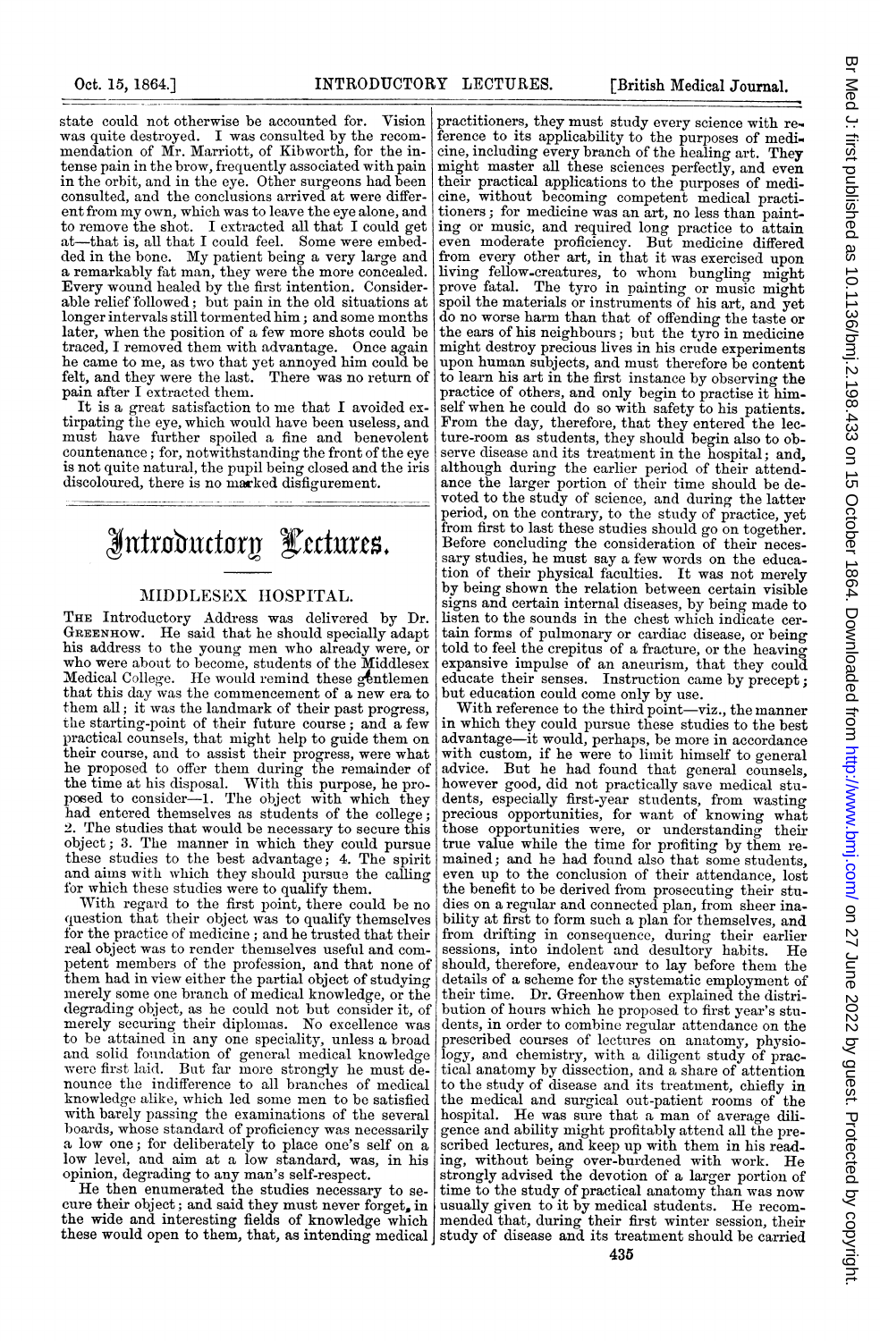state could not otherwise be accounted for. Vision was quite destroyed. I was consulted by the recommendation of Mr. Marriott, of Kibworth, for the intense pain in the brow, frequently associated with pain in the orbit, and in the eye. Other surgeons had been consulted, and the conclusions arrived at were different from my own, which was to leave the eye alone, and to remove the shot. I extracted all that I could get at—that is, all that I could feel. Some were embedded in the bone. My patient being a very large and a remarkably fat man, they were the more concealed. Every wound healed by the first intention. Considerable relief followed; but pain in the old situations at longer intervals still tormented him; and some months later, when the position of a few more shots could be traced, I removed them with advantage. Once again he came to me, as two that yet annoyed him could be felt, and they were the last. There was no return of pain after I extracted them.

It is a great satisfaction to me that I avoided extirpating the eye, which would have been useless, and must have further spoiled a fine and benevolent countenance; for, notwithstanding the front of the eye is not quite natural, the pupil being closed and the iris discoloured, there is no marked disfigurement.

# Introductory Lectures.

## MIDDLESEX HOSPITAL.

THE Introductory Address was delivered by Dr. GREENHOW. He said that he should specially adapt his address to the young men who already were, or who were about to become, students of the Middlesex Medical College. He would remind these gentlemen that this day was the commencement of a new era to them all; it was the landmark of their past progress, the starting-point of their future course; and a few practical counsels, that might help to guide them on their course, and to assist their progress, were what he proposed to offer them during the remainder of the time at his disposal. With this purpose, he proposed to consider—1. The object with which they had entered themselves as students of the college; 2. The studies that would be necessary to secure this object; 3. The manner in which they could pursue these studies to the best advantage; 4. The spirit and aims with which they should pursue the calling for which these studies were to qualify them.

With regard to the first point, there could be no question that their object was to qualify themselves for the practice of medicine; and he trusted that their real object was to render themselves useful and competent members of the profession, and that none of them had in view either the partial object of studying merely some one branch of medical knowledge, or the degrading object, as he could not but consider it, of merely securing their diplomas. No excellence was to be attained in any one speciality, unless a broad and solid foundation of general medical knowledge were first laid. But far more strongly he must denounce the indifference to all branches of medical knowledge alike, which led some men to be satisfied with barely passing the examinations of the several boards, whose standard of proficiency was necessarily a low one; for deliberately to place one's self on a low level, and aim at a low standard, was, in his opinion, degrading to any man's self-respect.

He then enumerated the studies necessary to secure their object; and said they must never forget, in the wide and interesting fields of knowledge which these would open to them, that, as intending medical practitioners, they must study every science with reference to its applicability to the purposes of medicine, including every branch of the healing art. They might master all these sciences perfectly, and even their practical applications to the purposes of medicine, without becoming competent medical practitioners; for medicine was an art, no less than painting or music, and required long practice to attain even moderate proficiency. But medicine differed from every other art, in that it was exercised upon living fellow-creatures, to whom bungling might prove fatal. The tyro in painting or music might spoil the materials or instruments of his art, and yet do no worse harm than that of offending the taste or the ears of his neighbours; but the tyro in medicine might destroy precious lives in his crude experiments upon human subjects, and must therefore be content to learn his art in the first instance by observing the practice of others, and only begin to practise it himself when he could do so with safety to his patients. From the day, therefore, that they entered the lecture-room as students, they should begin also to observe disease and its treatment in the hospital; and, although during the earlier period of their attendance the larger portion of their time should be devoted to the study of science, and during the latter period, on the contrary, to the study of practice, yet from first to last these studies should go on together. Before concluding the consideration of their necessary studies, he must say a few words on the education of their physical faculties. It was not merely by being shown the relation between certain visible signs and certain internal diseases, by being made to listen to the sounds in the chest which indicate certain forms of pulmonary or cardiac disease, or being told to feel the crepitus of a fracture, or the heaving expansive impulse of an aneurism, that they could educate their senses. Instruction came by precept; but education could come only by use.

With reference to the third point—viz., the manner in which they could pursue these studies to the best advantage—it would, perhaps, be more in accordance with custom, if he were to limit himself to general advice. But he had found that general counsels, however good, did not practically save medical students, especially first-year students, from wasting precious opportunities, for want of knowing what those opportunities were, or understanding their true value while the time for profiting by them remained; and he had found also that some students, even up to the conclusion of their attendance, lost the benefit to be derived from prosecuting their studies on a regular and connected plan, from sheer inability at first to form such a plan for themselves, and from drifting in consequence, during their earlier sessions, into indolent and desultory habits. He should, therefore, endeavour to lay before them the details of a scheme for the systematic employment of their time. Dr. Greenhow then explained the distribution of hours which he proposed to first year's students, in order to combine regular attendance on the prescribed courses of lectures on anatomy, physiology, and chemistry, with a diligent study of practical anatomy by dissection, and a share of attention to the study of disease and its treatment, chiefly in the medical and surgical out-patient rooms of the hospital. He was sure that a man of average diligence and ability might profitably attend all the prescribed lectures, and keep up with them in his reading, without being over-burdened with work. He strongly advised the devotion of a larger portion of time to the study of practical anatomy than was now usually given to it by medical students. He recommended that, during their first winter session, their study of disease and its treatment should be carried